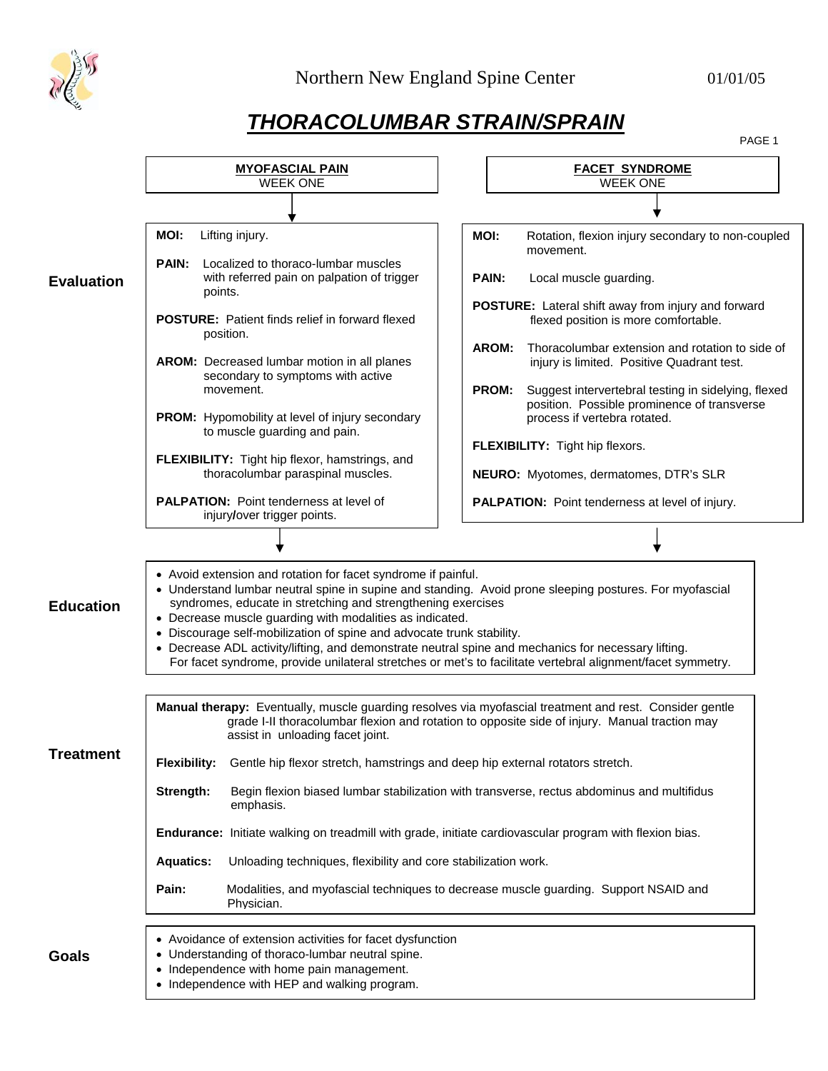Northern New England Spine Center 01/01/05

# THORACOLUMBAR STRAIN/SPRAIN

## Evaluation

### MYOFASCIAL PAIN
WEEK ONE

**MOI:** Lifting injury.

**PAIN:** Localized to thoraco-lumbar muscles with referred pain on palpation of trigger points.

**POSTURE:** Patient finds relief in forward flexed position.

**AROM:** Decreased lumbar motion in all planes secondary to symptoms with active movement.

**PROM:** Hypomobility at level of injury secondary to muscle guarding and pain.

**FLEXIBILITY:** Tight hip flexor, hamstrings, and thoracolumbar paraspinal muscles.

**PALPATION:** Point tenderness at level of injury/over trigger points.

### FACET SYNDROME
WEEK ONE

**MOI:** Rotation, flexion injury secondary to non-coupled movement.

**PAIN:** Local muscle guarding.

**POSTURE:** Lateral shift away from injury and forward flexed position is more comfortable.

**AROM:** Thoracolumbar extension and rotation to side of injury is limited. Positive Quadrant test.

**PROM:** Suggest intervertebral testing in sidelying, flexed position. Possible prominence of transverse process if vertebra rotated.

**FLEXIBILITY:** Tight hip flexors.

**NEURO:** Myotomes, dermatomes, DTR's SLR

**PALPATION:** Point tenderness at level of injury.

## Education

- Avoid extension and rotation for facet syndrome if painful.
- Understand lumbar neutral spine in supine and standing. Avoid prone sleeping postures. For myofascial syndromes, educate in stretching and strengthening exercises
- Decrease muscle guarding with modalities as indicated.
- Discourage self-mobilization of spine and advocate trunk stability.
- Decrease ADL activity/lifting, and demonstrate neutral spine and mechanics for necessary lifting. For facet syndrome, provide unilateral stretches or met's to facilitate vertebral alignment/facet symmetry.

## Treatment

**Manual therapy:** Eventually, muscle guarding resolves via myofascial treatment and rest. Consider gentle grade I-II thoracolumbar flexion and rotation to opposite side of injury. Manual traction may assist in unloading facet joint.

**Flexibility:** Gentle hip flexor stretch, hamstrings and deep hip external rotators stretch.

**Strength:** Begin flexion biased lumbar stabilization with transverse, rectus abdominus and multifidus emphasis.

**Endurance:** Initiate walking on treadmill with grade, initiate cardiovascular program with flexion bias.

**Aquatics:** Unloading techniques, flexibility and core stabilization work.

**Pain:** Modalities, and myofascial techniques to decrease muscle guarding. Support NSAID and Physician.

## Goals

- Avoidance of extension activities for facet dysfunction
- Understanding of thoraco-lumbar neutral spine.
- Independence with home pain management.
- Independence with HEP and walking program.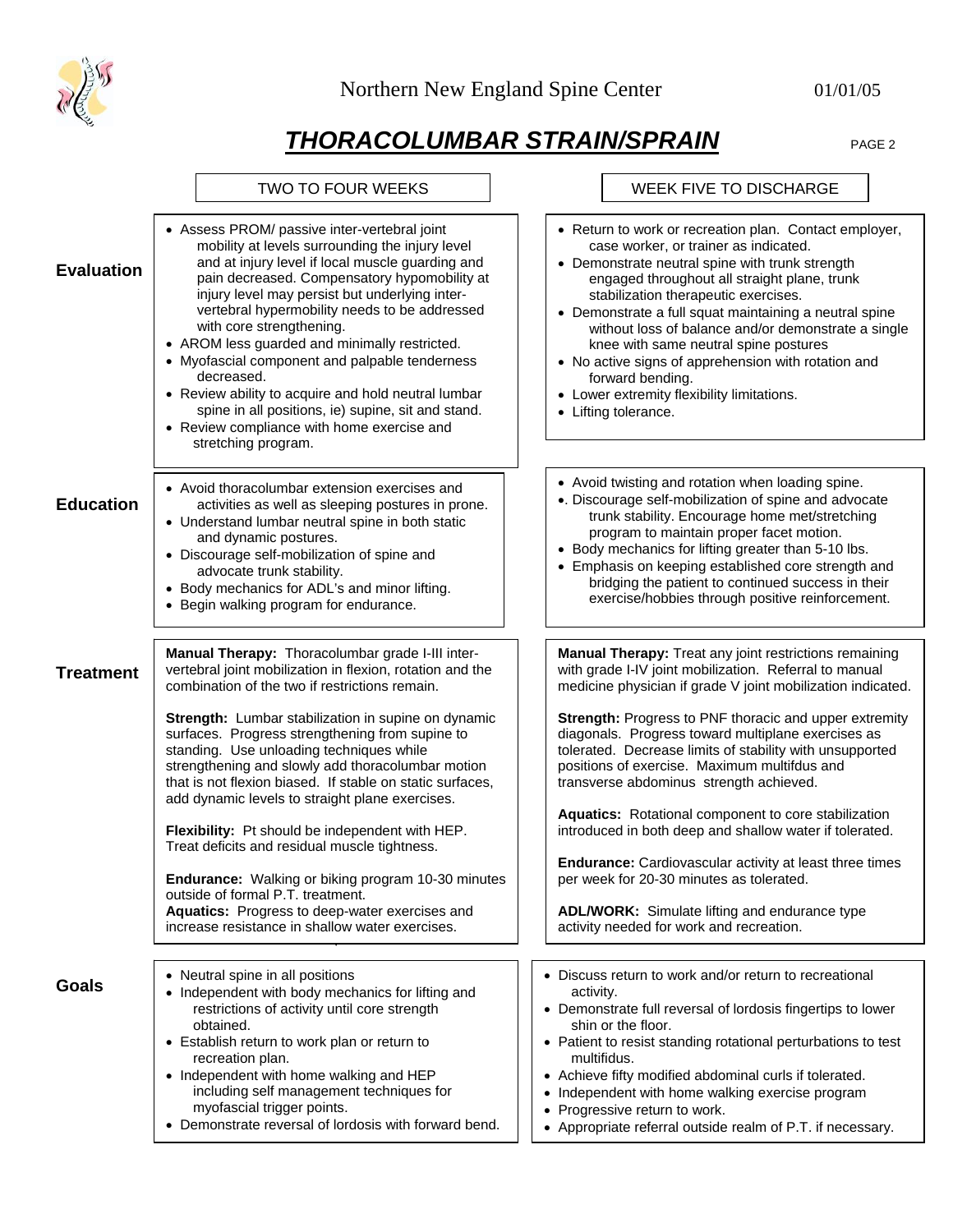Northern New England Spine Center 01/01/05

# THORACOLUMBAR STRAIN/SPRAIN

| | TWO TO FOUR WEEKS | WEEK FIVE TO DISCHARGE |
|---|---|---|
| **Evaluation** | • Assess PROM/ passive inter-vertebral joint mobility at levels surrounding the injury level and at injury level if local muscle guarding and pain decreased. Compensatory hypomobility at injury level may persist but underlying inter-vertebral hypermobility needs to be addressed with core strengthening.<br>• AROM less guarded and minimally restricted.<br>• Myofascial component and palpable tenderness decreased.<br>• Review ability to acquire and hold neutral lumbar spine in all positions, ie) supine, sit and stand.<br>• Review compliance with home exercise and stretching program. | • Return to work or recreation plan. Contact employer, case worker, or trainer as indicated.<br>• Demonstrate neutral spine with trunk strength engaged throughout all straight plane, trunk stabilization therapeutic exercises.<br>• Demonstrate a full squat maintaining a neutral spine without loss of balance and/or demonstrate a single knee with same neutral spine postures<br>• No active signs of apprehension with rotation and forward bending.<br>• Lower extremity flexibility limitations.<br>• Lifting tolerance. |
| **Education** | • Avoid thoracolumbar extension exercises and activities as well as sleeping postures in prone.<br>• Understand lumbar neutral spine in both static and dynamic postures.<br>• Discourage self-mobilization of spine and advocate trunk stability.<br>• Body mechanics for ADL's and minor lifting.<br>• Begin walking program for endurance. | • Avoid twisting and rotation when loading spine.<br>•. Discourage self-mobilization of spine and advocate trunk stability. Encourage home met/stretching program to maintain proper facet motion.<br>• Body mechanics for lifting greater than 5-10 lbs.<br>• Emphasis on keeping established core strength and bridging the patient to continued success in their exercise/hobbies through positive reinforcement. |
| **Treatment** | **Manual Therapy:** Thoracolumbar grade I-III inter-vertebral joint mobilization in flexion, rotation and the combination of the two if restrictions remain.<br><br>**Strength:** Lumbar stabilization in supine on dynamic surfaces. Progress strengthening from supine to standing. Use unloading techniques while strengthening and slowly add thoracolumbar motion that is not flexion biased. If stable on static surfaces, add dynamic levels to straight plane exercises.<br><br>**Flexibility:** Pt should be independent with HEP. Treat deficits and residual muscle tightness.<br><br>**Endurance:** Walking or biking program 10-30 minutes outside of formal P.T. treatment.<br>**Aquatics:** Progress to deep-water exercises and increase resistance in shallow water exercises. | **Manual Therapy:** Treat any joint restrictions remaining with grade I-IV joint mobilization. Referral to manual medicine physician if grade V joint mobilization indicated.<br><br>**Strength:** Progress to PNF thoracic and upper extremity diagonals. Progress toward multiplane exercises as tolerated. Decrease limits of stability with unsupported positions of exercise. Maximum multifdus and transverse abdominus strength achieved.<br><br>**Aquatics:** Rotational component to core stabilization introduced in both deep and shallow water if tolerated.<br><br>**Endurance:** Cardiovascular activity at least three times per week for 20-30 minutes as tolerated.<br><br>**ADL/WORK:** Simulate lifting and endurance type activity needed for work and recreation. |
| **Goals** | • Neutral spine in all positions<br>• Independent with body mechanics for lifting and restrictions of activity until core strength obtained.<br>• Establish return to work plan or return to recreation plan.<br>• Independent with home walking and HEP including self management techniques for myofascial trigger points.<br>• Demonstrate reversal of lordosis with forward bend. | • Discuss return to work and/or return to recreational activity.<br>• Demonstrate full reversal of lordosis fingertips to lower shin or the floor.<br>• Patient to resist standing rotational perturbations to test multifidus.<br>• Achieve fifty modified abdominal curls if tolerated.<br>• Independent with home walking exercise program<br>• Progressive return to work.<br>• Appropriate referral outside realm of P.T. if necessary. |